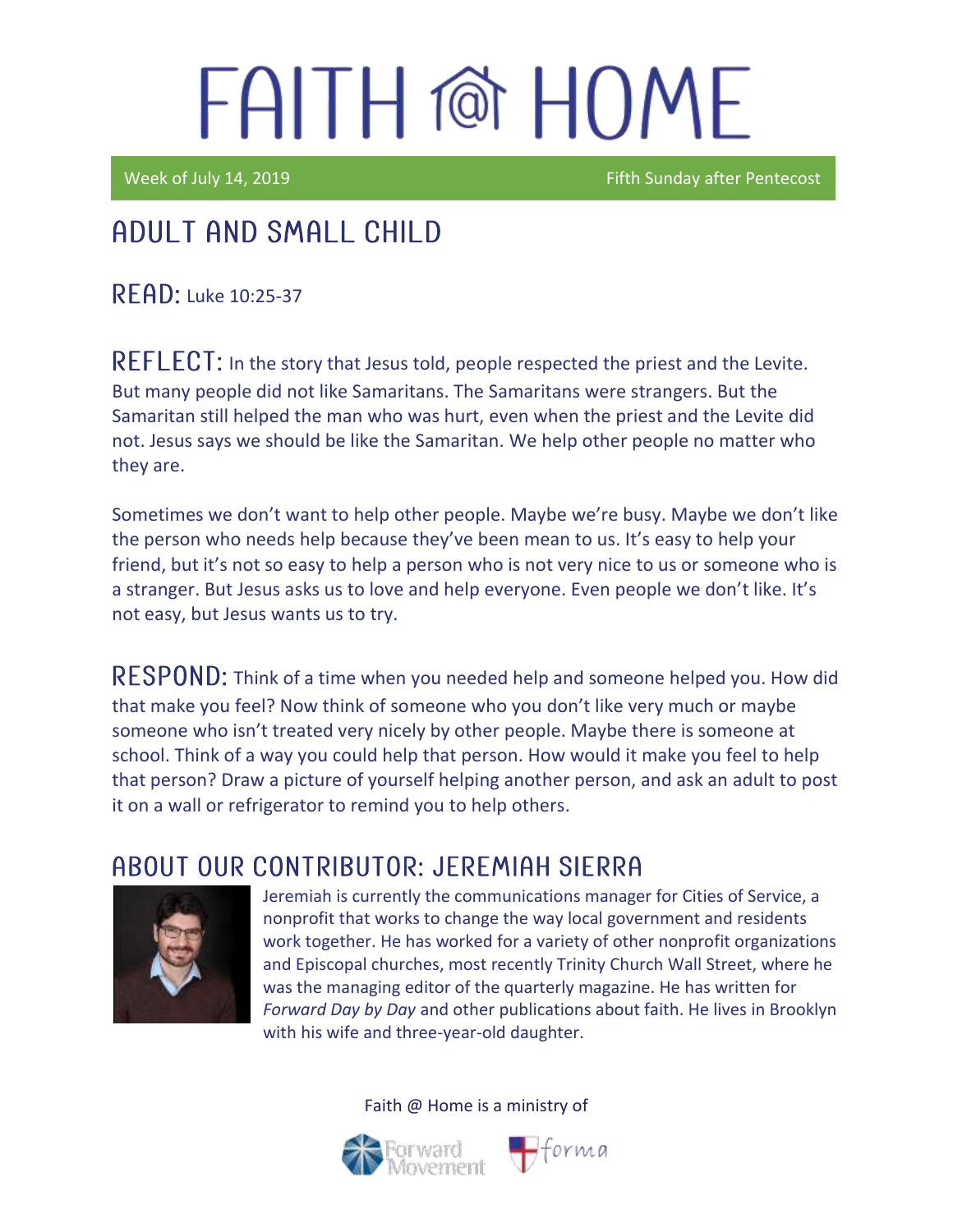# FAITH @ HOME

Week of July 14, 2019 Fifth Sunday after Pentecost

## ADULT AND SMALL CHILD

**READ:** Luke 10:25-37

**REFLECT:** In the story that Jesus told, people respected the priest and the Levite. But many people did not like Samaritans. The Samaritans were strangers. But the Samaritan still helped the man who was hurt, even when the priest and the Levite did not. Jesus says we should be like the Samaritan. We help other people no matter who they are.

Sometimes we don't want to help other people. Maybe we're busy. Maybe we don't like the person who needs help because they've been mean to us. It's easy to help your friend, but it's not so easy to help a person who is not very nice to us or someone who is a stranger. But Jesus asks us to love and help everyone. Even people we don't like. It's not easy, but Jesus wants us to try.

**RESPOND:** Think of a time when you needed help and someone helped you. How did that make you feel? Now think of someone who you don't like very much or maybe someone who isn't treated very nicely by other people. Maybe there is someone at school. Think of a way you could help that person. How would it make you feel to help that person? Draw a picture of yourself helping another person, and ask an adult to post it on a wall or refrigerator to remind you to help others.

## ABOUT OUR CONTRIBUTOR: JEREMIAH SIERRA

Jeremiah is currently the communications manager for Cities of Service, a nonprofit that works to change the way local government and residents work together. He has worked for a variety of other nonprofit organizations and Episcopal churches, most recently Trinity Church Wall Street, where he was the managing editor of the quarterly magazine. He has written for *Forward Day by Day* and other publications about faith. He lives in Brooklyn with his wife and three-year-old daughter.

Faith @ Home is a ministry of

Forward Movement forma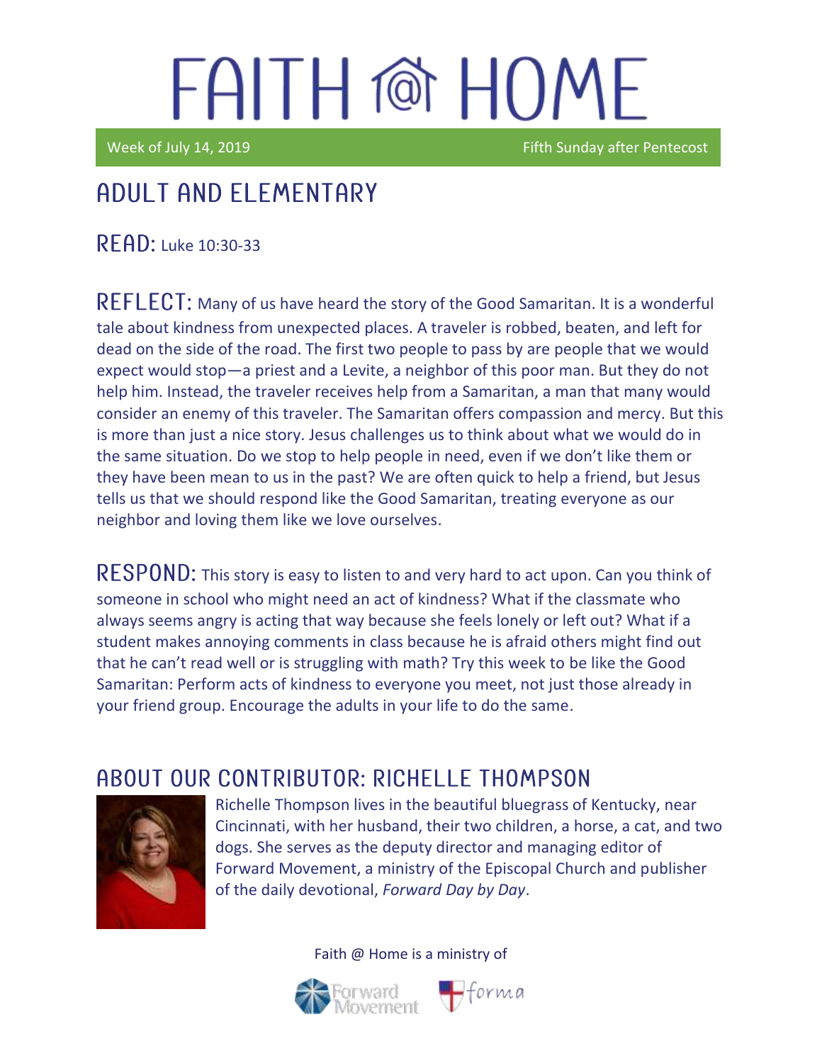# FAITH @ HOME

Week of July 14, 2019 | Fifth Sunday after Pentecost

## ADULT AND ELEMENTARY

**READ:** Luke 10:30-33

**REFLECT:** Many of us have heard the story of the Good Samaritan. It is a wonderful tale about kindness from unexpected places. A traveler is robbed, beaten, and left for dead on the side of the road. The first two people to pass by are people that we would expect would stop—a priest and a Levite, a neighbor of this poor man. But they do not help him. Instead, the traveler receives help from a Samaritan, a man that many would consider an enemy of this traveler. The Samaritan offers compassion and mercy. But this is more than just a nice story. Jesus challenges us to think about what we would do in the same situation. Do we stop to help people in need, even if we don't like them or they have been mean to us in the past? We are often quick to help a friend, but Jesus tells us that we should respond like the Good Samaritan, treating everyone as our neighbor and loving them like we love ourselves.

**RESPOND:** This story is easy to listen to and very hard to act upon. Can you think of someone in school who might need an act of kindness? What if the classmate who always seems angry is acting that way because she feels lonely or left out? What if a student makes annoying comments in class because he is afraid others might find out that he can't read well or is struggling with math? Try this week to be like the Good Samaritan: Perform acts of kindness to everyone you meet, not just those already in your friend group. Encourage the adults in your life to do the same.

## ABOUT OUR CONTRIBUTOR: RICHELLE THOMPSON

Richelle Thompson lives in the beautiful bluegrass of Kentucky, near Cincinnati, with her husband, their two children, a horse, a cat, and two dogs. She serves as the deputy director and managing editor of Forward Movement, a ministry of the Episcopal Church and publisher of the daily devotional, *Forward Day by Day*.

Faith @ Home is a ministry of

Forward Movement · forma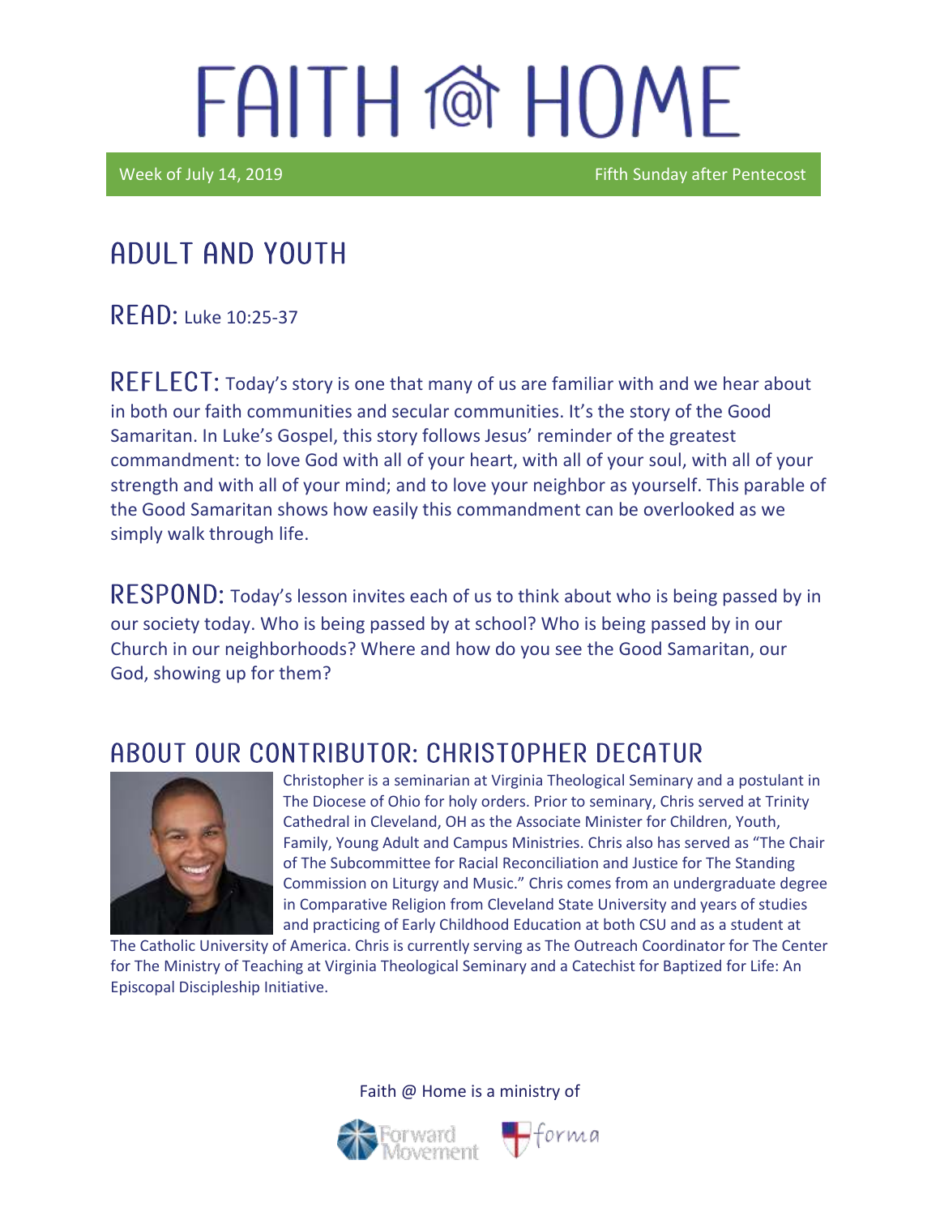# FAITH @ HOME

Week of July 14, 2019 Fifth Sunday after Pentecost

## ADULT AND YOUTH

**READ:** Luke 10:25-37

**REFLECT:** Today's story is one that many of us are familiar with and we hear about in both our faith communities and secular communities. It's the story of the Good Samaritan. In Luke's Gospel, this story follows Jesus' reminder of the greatest commandment: to love God with all of your heart, with all of your soul, with all of your strength and with all of your mind; and to love your neighbor as yourself. This parable of the Good Samaritan shows how easily this commandment can be overlooked as we simply walk through life.

**RESPOND:** Today's lesson invites each of us to think about who is being passed by in our society today. Who is being passed by at school? Who is being passed by in our Church in our neighborhoods? Where and how do you see the Good Samaritan, our God, showing up for them?

## ABOUT OUR CONTRIBUTOR: CHRISTOPHER DECATUR

Christopher is a seminarian at Virginia Theological Seminary and a postulant in The Diocese of Ohio for holy orders. Prior to seminary, Chris served at Trinity Cathedral in Cleveland, OH as the Associate Minister for Children, Youth, Family, Young Adult and Campus Ministries. Chris also has served as "The Chair of The Subcommittee for Racial Reconciliation and Justice for The Standing Commission on Liturgy and Music." Chris comes from an undergraduate degree in Comparative Religion from Cleveland State University and years of studies and practicing of Early Childhood Education at both CSU and as a student at The Catholic University of America. Chris is currently serving as The Outreach Coordinator for The Center for The Ministry of Teaching at Virginia Theological Seminary and a Catechist for Baptized for Life: An Episcopal Discipleship Initiative.

Faith @ Home is a ministry of

Forward Movement forma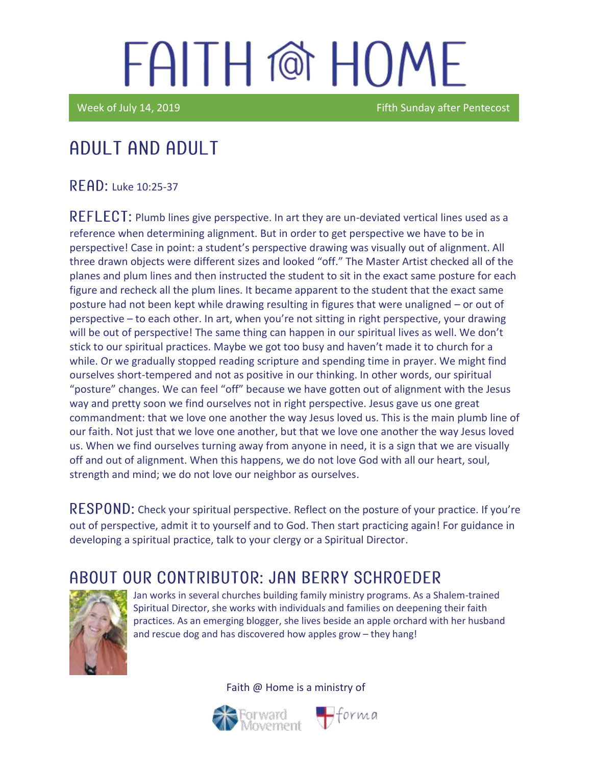# FAITH @ HOME

Week of July 14, 2019 Fifth Sunday after Pentecost

## ADULT AND ADULT

**READ:** Luke 10:25-37

**REFLECT:** Plumb lines give perspective. In art they are un-deviated vertical lines used as a reference when determining alignment. But in order to get perspective we have to be in perspective! Case in point: a student's perspective drawing was visually out of alignment. All three drawn objects were different sizes and looked "off." The Master Artist checked all of the planes and plum lines and then instructed the student to sit in the exact same posture for each figure and recheck all the plum lines. It became apparent to the student that the exact same posture had not been kept while drawing resulting in figures that were unaligned – or out of perspective – to each other. In art, when you're not sitting in right perspective, your drawing will be out of perspective! The same thing can happen in our spiritual lives as well. We don't stick to our spiritual practices. Maybe we got too busy and haven't made it to church for a while. Or we gradually stopped reading scripture and spending time in prayer. We might find ourselves short-tempered and not as positive in our thinking. In other words, our spiritual "posture" changes. We can feel "off" because we have gotten out of alignment with the Jesus way and pretty soon we find ourselves not in right perspective. Jesus gave us one great commandment: that we love one another the way Jesus loved us. This is the main plumb line of our faith. Not just that we love one another, but that we love one another the way Jesus loved us. When we find ourselves turning away from anyone in need, it is a sign that we are visually off and out of alignment. When this happens, we do not love God with all our heart, soul, strength and mind; we do not love our neighbor as ourselves.

**RESPOND:** Check your spiritual perspective. Reflect on the posture of your practice. If you're out of perspective, admit it to yourself and to God. Then start practicing again! For guidance in developing a spiritual practice, talk to your clergy or a Spiritual Director.

## ABOUT OUR CONTRIBUTOR: JAN BERRY SCHROEDER

Jan works in several churches building family ministry programs. As a Shalem-trained Spiritual Director, she works with individuals and families on deepening their faith practices. As an emerging blogger, she lives beside an apple orchard with her husband and rescue dog and has discovered how apples grow – they hang!

Faith @ Home is a ministry of

Forward Movement forma